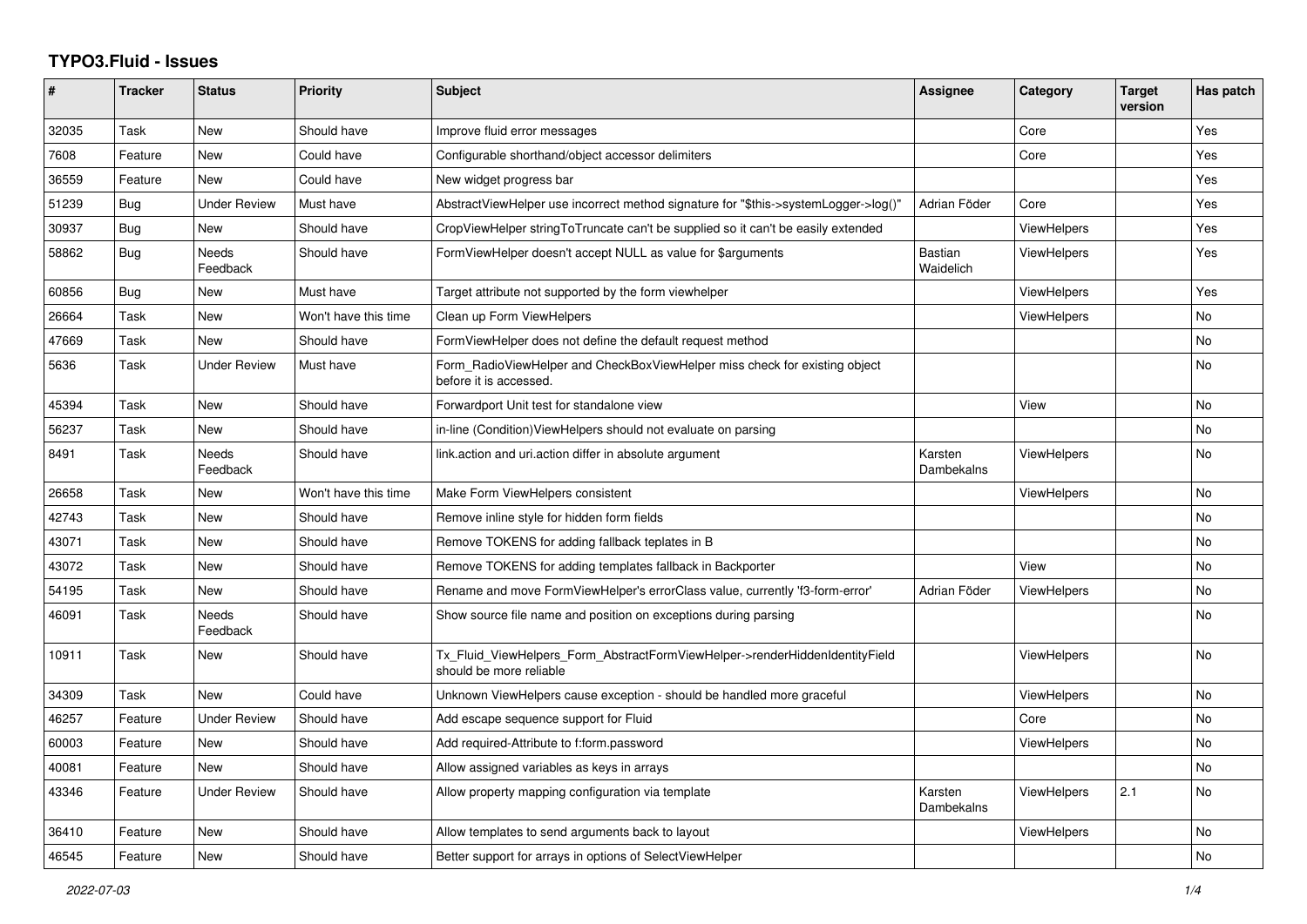# TYPO3.Fluid - Issues

| # | Tracker | Status | Priority | Subject | Assignee | Category | Target version | Has patch |
|---|---|---|---|---|---|---|---|---|
| 32035 | Task | New | Should have | Improve fluid error messages | | Core | | Yes |
| 7608 | Feature | New | Could have | Configurable shorthand/object accessor delimiters | | Core | | Yes |
| 36559 | Feature | New | Could have | New widget progress bar | | | | Yes |
| 51239 | Bug | Under Review | Must have | AbstractViewHelper use incorrect method signature for "$this->systemLogger->log()" | Adrian Föder | Core | | Yes |
| 30937 | Bug | New | Should have | CropViewHelper stringToTruncate can't be supplied so it can't be easily extended | | ViewHelpers | | Yes |
| 58862 | Bug | Needs Feedback | Should have | FormViewHelper doesn't accept NULL as value for $arguments | Bastian Waidelich | ViewHelpers | | Yes |
| 60856 | Bug | New | Must have | Target attribute not supported by the form viewhelper | | ViewHelpers | | Yes |
| 26664 | Task | New | Won't have this time | Clean up Form ViewHelpers | | ViewHelpers | | No |
| 47669 | Task | New | Should have | FormViewHelper does not define the default request method | | | | No |
| 5636 | Task | Under Review | Must have | Form_RadioViewHelper and CheckBoxViewHelper miss check for existing object before it is accessed. | | | | No |
| 45394 | Task | New | Should have | Forwardport Unit test for standalone view | | View | | No |
| 56237 | Task | New | Should have | in-line (Condition)ViewHelpers should not evaluate on parsing | | | | No |
| 8491 | Task | Needs Feedback | Should have | link.action and uri.action differ in absolute argument | Karsten Dambekalns | ViewHelpers | | No |
| 26658 | Task | New | Won't have this time | Make Form ViewHelpers consistent | | ViewHelpers | | No |
| 42743 | Task | New | Should have | Remove inline style for hidden form fields | | | | No |
| 43071 | Task | New | Should have | Remove TOKENS for adding fallback teplates in B | | | | No |
| 43072 | Task | New | Should have | Remove TOKENS for adding templates fallback in Backporter | | View | | No |
| 54195 | Task | New | Should have | Rename and move FormViewHelper's errorClass value, currently 'f3-form-error' | Adrian Föder | ViewHelpers | | No |
| 46091 | Task | Needs Feedback | Should have | Show source file name and position on exceptions during parsing | | | | No |
| 10911 | Task | New | Should have | Tx_Fluid_ViewHelpers_Form_AbstractFormViewHelper->renderHiddenIdentityField should be more reliable | | ViewHelpers | | No |
| 34309 | Task | New | Could have | Unknown ViewHelpers cause exception - should be handled more graceful | | ViewHelpers | | No |
| 46257 | Feature | Under Review | Should have | Add escape sequence support for Fluid | | Core | | No |
| 60003 | Feature | New | Should have | Add required-Attribute to f:form.password | | ViewHelpers | | No |
| 40081 | Feature | New | Should have | Allow assigned variables as keys in arrays | | | | No |
| 43346 | Feature | Under Review | Should have | Allow property mapping configuration via template | Karsten Dambekalns | ViewHelpers | 2.1 | No |
| 36410 | Feature | New | Should have | Allow templates to send arguments back to layout | | ViewHelpers | | No |
| 46545 | Feature | New | Should have | Better support for arrays in options of SelectViewHelper | | | | No |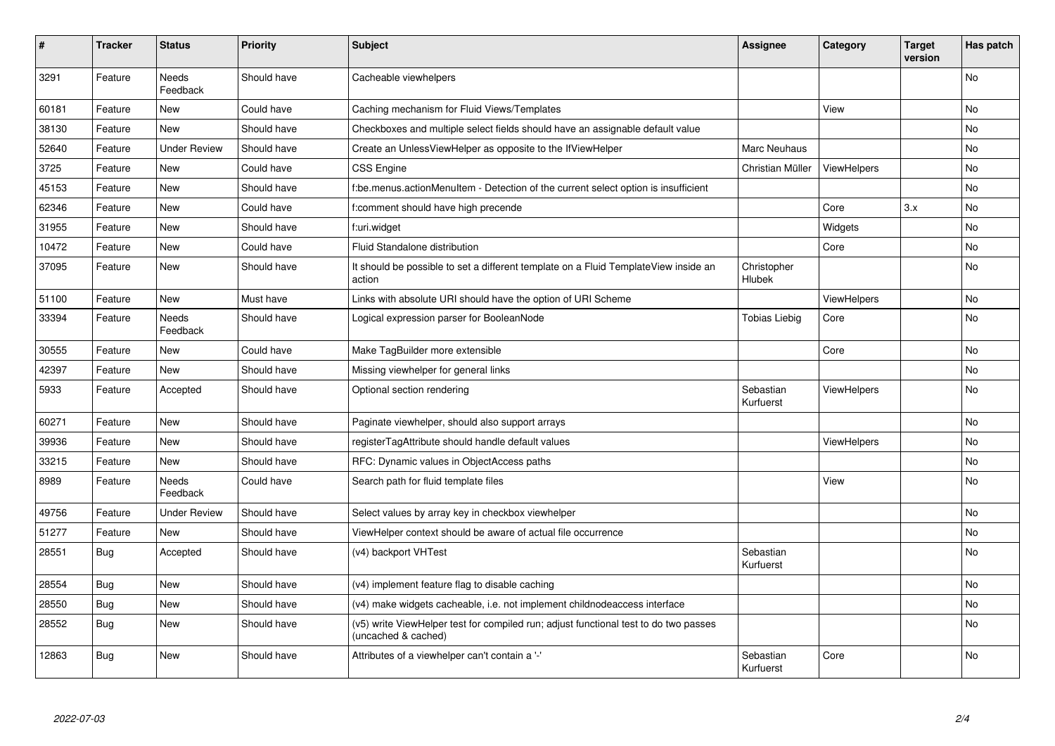| # | Tracker | Status | Priority | Subject | Assignee | Category | Target version | Has patch |
|---|---|---|---|---|---|---|---|---|
| 3291 | Feature | Needs Feedback | Should have | Cacheable viewhelpers | | | | No |
| 60181 | Feature | New | Could have | Caching mechanism for Fluid Views/Templates | | View | | No |
| 38130 | Feature | New | Should have | Checkboxes and multiple select fields should have an assignable default value | | | | No |
| 52640 | Feature | Under Review | Should have | Create an UnlessViewHelper as opposite to the IfViewHelper | Marc Neuhaus | | | No |
| 3725 | Feature | New | Could have | CSS Engine | Christian Müller | ViewHelpers | | No |
| 45153 | Feature | New | Should have | f:be.menus.actionMenuItem - Detection of the current select option is insufficient | | | | No |
| 62346 | Feature | New | Could have | f:comment should have high precende | | Core | 3.x | No |
| 31955 | Feature | New | Should have | f:uri.widget | | Widgets | | No |
| 10472 | Feature | New | Could have | Fluid Standalone distribution | | Core | | No |
| 37095 | Feature | New | Should have | It should be possible to set a different template on a Fluid TemplateView inside an action | Christopher Hlubek | | | No |
| 51100 | Feature | New | Must have | Links with absolute URI should have the option of URI Scheme | | ViewHelpers | | No |
| 33394 | Feature | Needs Feedback | Should have | Logical expression parser for BooleanNode | Tobias Liebig | Core | | No |
| 30555 | Feature | New | Could have | Make TagBuilder more extensible | | Core | | No |
| 42397 | Feature | New | Should have | Missing viewhelper for general links | | | | No |
| 5933 | Feature | Accepted | Should have | Optional section rendering | Sebastian Kurfuerst | ViewHelpers | | No |
| 60271 | Feature | New | Should have | Paginate viewhelper, should also support arrays | | | | No |
| 39936 | Feature | New | Should have | registerTagAttribute should handle default values | | ViewHelpers | | No |
| 33215 | Feature | New | Should have | RFC: Dynamic values in ObjectAccess paths | | | | No |
| 8989 | Feature | Needs Feedback | Could have | Search path for fluid template files | | View | | No |
| 49756 | Feature | Under Review | Should have | Select values by array key in checkbox viewhelper | | | | No |
| 51277 | Feature | New | Should have | ViewHelper context should be aware of actual file occurrence | | | | No |
| 28551 | Bug | Accepted | Should have | (v4) backport VHTest | Sebastian Kurfuerst | | | No |
| 28554 | Bug | New | Should have | (v4) implement feature flag to disable caching | | | | No |
| 28550 | Bug | New | Should have | (v4) make widgets cacheable, i.e. not implement childnodeaccess interface | | | | No |
| 28552 | Bug | New | Should have | (v5) write ViewHelper test for compiled run; adjust functional test to do two passes (uncached & cached) | | | | No |
| 12863 | Bug | New | Should have | Attributes of a viewhelper can't contain a '-' | Sebastian Kurfuerst | Core | | No |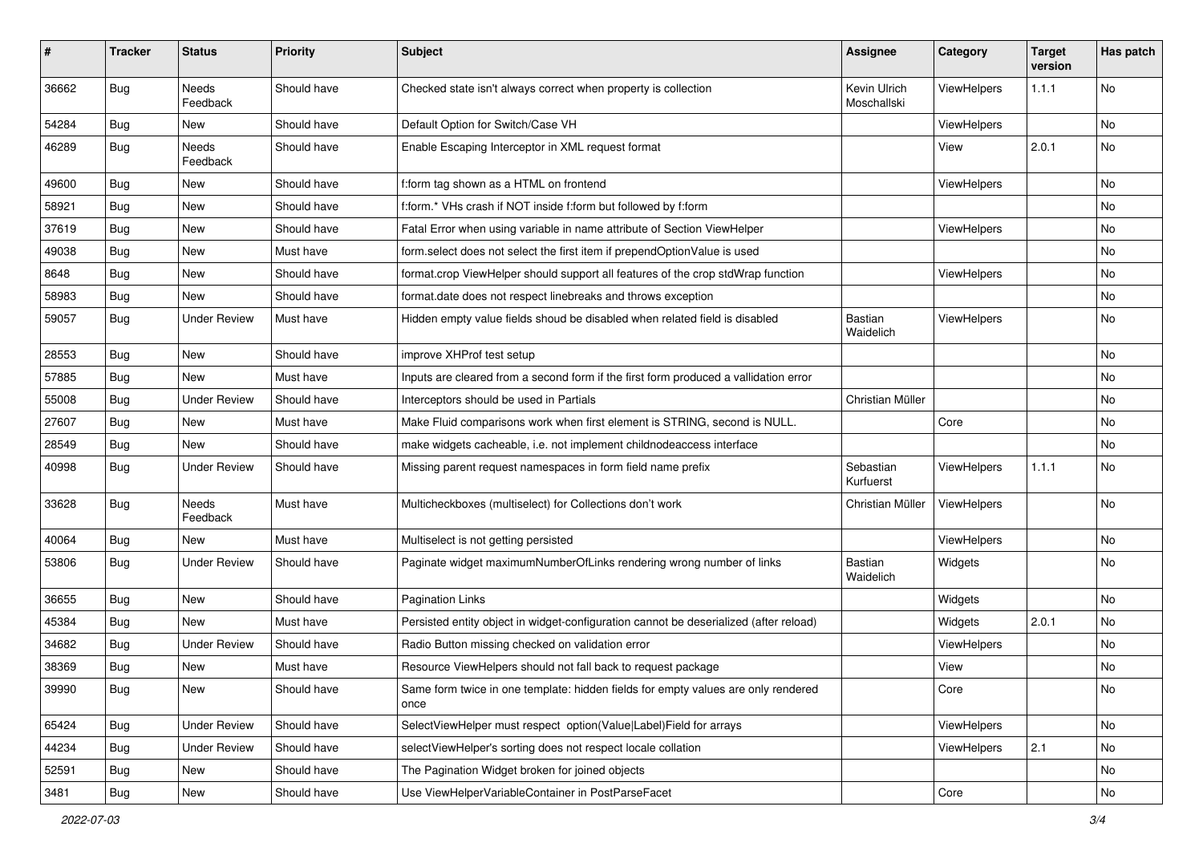| # | Tracker | Status | Priority | Subject | Assignee | Category | Target version | Has patch |
|---|---|---|---|---|---|---|---|---|
| 36662 | Bug | Needs Feedback | Should have | Checked state isn't always correct when property is collection | Kevin Ulrich Moschallski | ViewHelpers | 1.1.1 | No |
| 54284 | Bug | New | Should have | Default Option for Switch/Case VH | | ViewHelpers | | No |
| 46289 | Bug | Needs Feedback | Should have | Enable Escaping Interceptor in XML request format | | View | 2.0.1 | No |
| 49600 | Bug | New | Should have | f:form tag shown as a HTML on frontend | | ViewHelpers | | No |
| 58921 | Bug | New | Should have | f:form.* VHs crash if NOT inside f:form but followed by f:form | | | | No |
| 37619 | Bug | New | Should have | Fatal Error when using variable in name attribute of Section ViewHelper | | ViewHelpers | | No |
| 49038 | Bug | New | Must have | form.select does not select the first item if prependOptionValue is used | | | | No |
| 8648 | Bug | New | Should have | format.crop ViewHelper should support all features of the crop stdWrap function | | ViewHelpers | | No |
| 58983 | Bug | New | Should have | format.date does not respect linebreaks and throws exception | | | | No |
| 59057 | Bug | Under Review | Must have | Hidden empty value fields shoud be disabled when related field is disabled | Bastian Waidelich | ViewHelpers | | No |
| 28553 | Bug | New | Should have | improve XHProf test setup | | | | No |
| 57885 | Bug | New | Must have | Inputs are cleared from a second form if the first form produced a vallidation error | | | | No |
| 55008 | Bug | Under Review | Should have | Interceptors should be used in Partials | Christian Müller | | | No |
| 27607 | Bug | New | Must have | Make Fluid comparisons work when first element is STRING, second is NULL. | | Core | | No |
| 28549 | Bug | New | Should have | make widgets cacheable, i.e. not implement childnodeaccess interface | | | | No |
| 40998 | Bug | Under Review | Should have | Missing parent request namespaces in form field name prefix | Sebastian Kurfuerst | ViewHelpers | 1.1.1 | No |
| 33628 | Bug | Needs Feedback | Must have | Multicheckboxes (multiselect) for Collections don't work | Christian Müller | ViewHelpers | | No |
| 40064 | Bug | New | Must have | Multiselect is not getting persisted | | ViewHelpers | | No |
| 53806 | Bug | Under Review | Should have | Paginate widget maximumNumberOfLinks rendering wrong number of links | Bastian Waidelich | Widgets | | No |
| 36655 | Bug | New | Should have | Pagination Links | | Widgets | | No |
| 45384 | Bug | New | Must have | Persisted entity object in widget-configuration cannot be deserialized (after reload) | | Widgets | 2.0.1 | No |
| 34682 | Bug | Under Review | Should have | Radio Button missing checked on validation error | | ViewHelpers | | No |
| 38369 | Bug | New | Must have | Resource ViewHelpers should not fall back to request package | | View | | No |
| 39990 | Bug | New | Should have | Same form twice in one template: hidden fields for empty values are only rendered once | | Core | | No |
| 65424 | Bug | Under Review | Should have | SelectViewHelper must respect option(Value\|Label)Field for arrays | | ViewHelpers | | No |
| 44234 | Bug | Under Review | Should have | selectViewHelper's sorting does not respect locale collation | | ViewHelpers | 2.1 | No |
| 52591 | Bug | New | Should have | The Pagination Widget broken for joined objects | | | | No |
| 3481 | Bug | New | Should have | Use ViewHelperVariableContainer in PostParseFacet | | Core | | No |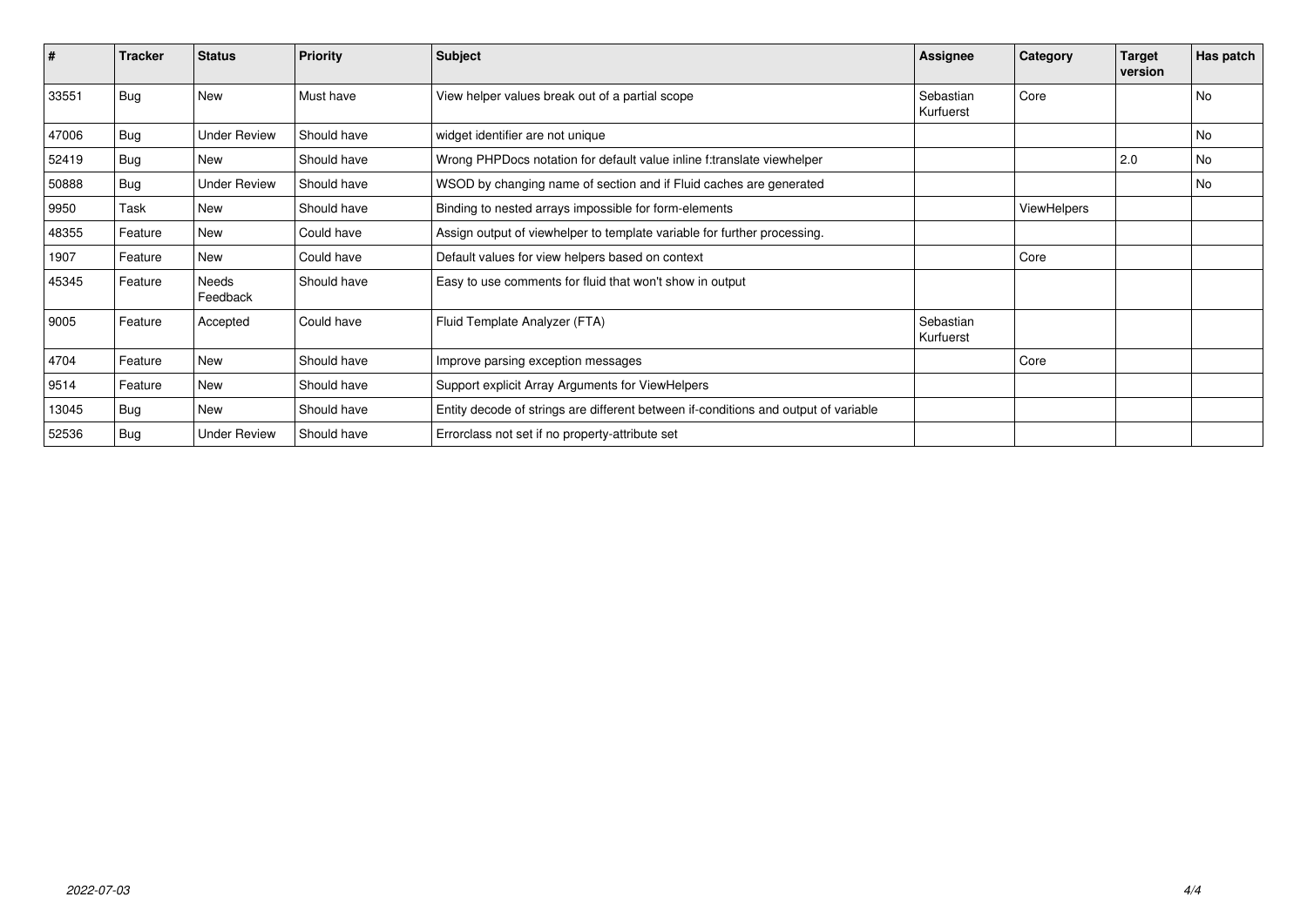| # | Tracker | Status | Priority | Subject | Assignee | Category | Target version | Has patch |
|---|---|---|---|---|---|---|---|---|
| 33551 | Bug | New | Must have | View helper values break out of a partial scope | Sebastian Kurfuerst | Core | | No |
| 47006 | Bug | Under Review | Should have | widget identifier are not unique | | | | No |
| 52419 | Bug | New | Should have | Wrong PHPDocs notation for default value inline f:translate viewhelper | | | 2.0 | No |
| 50888 | Bug | Under Review | Should have | WSOD by changing name of section and if Fluid caches are generated | | | | No |
| 9950 | Task | New | Should have | Binding to nested arrays impossible for form-elements | | ViewHelpers | | |
| 48355 | Feature | New | Could have | Assign output of viewhelper to template variable for further processing. | | | | |
| 1907 | Feature | New | Could have | Default values for view helpers based on context | | Core | | |
| 45345 | Feature | Needs Feedback | Should have | Easy to use comments for fluid that won't show in output | | | | |
| 9005 | Feature | Accepted | Could have | Fluid Template Analyzer (FTA) | Sebastian Kurfuerst | | | |
| 4704 | Feature | New | Should have | Improve parsing exception messages | | Core | | |
| 9514 | Feature | New | Should have | Support explicit Array Arguments for ViewHelpers | | | | |
| 13045 | Bug | New | Should have | Entity decode of strings are different between if-conditions and output of variable | | | | |
| 52536 | Bug | Under Review | Should have | Errorclass not set if no property-attribute set | | | | |

*2022-07-03*